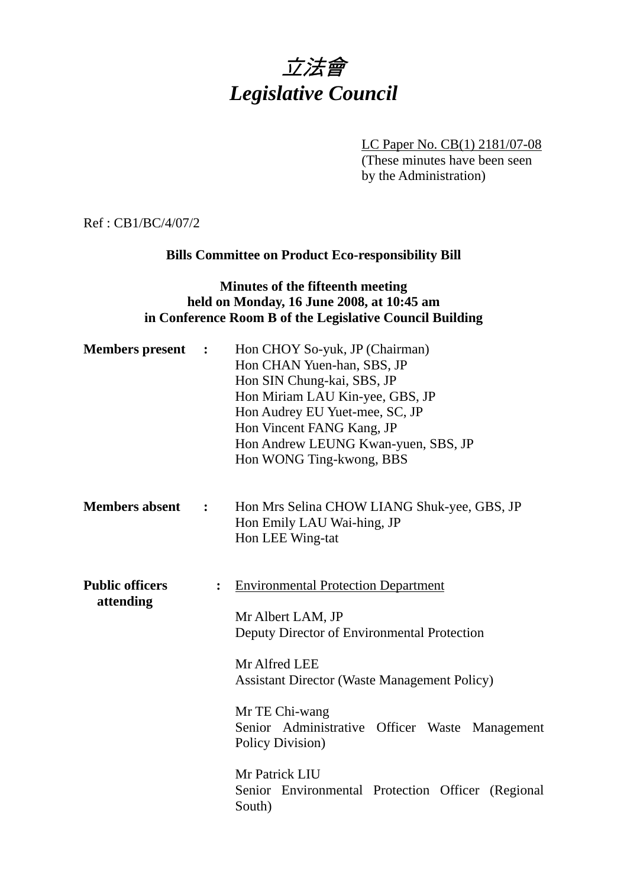# *立法會*
# *Legislative Council*

LC Paper No. CB(1) 2181/07-08
(These minutes have been seen by the Administration)

Ref : CB1/BC/4/07/2

**Bills Committee on Product Eco-responsibility Bill**

**Minutes of the fifteenth meeting held on Monday, 16 June 2008, at 10:45 am in Conference Room B of the Legislative Council Building**

**Members present :**

Hon CHOY So-yuk, JP (Chairman)
Hon CHAN Yuen-han, SBS, JP
Hon SIN Chung-kai, SBS, JP
Hon Miriam LAU Kin-yee, GBS, JP
Hon Audrey EU Yuet-mee, SC, JP
Hon Vincent FANG Kang, JP
Hon Andrew LEUNG Kwan-yuen, SBS, JP
Hon WONG Ting-kwong, BBS

**Members absent :**

Hon Mrs Selina CHOW LIANG Shuk-yee, GBS, JP
Hon Emily LAU Wai-hing, JP
Hon LEE Wing-tat

**Public officers attending :**

Environmental Protection Department

Mr Albert LAM, JP
Deputy Director of Environmental Protection

Mr Alfred LEE
Assistant Director (Waste Management Policy)

Mr TE Chi-wang
Senior Administrative Officer Waste Management Policy Division)

Mr Patrick LIU
Senior Environmental Protection Officer (Regional South)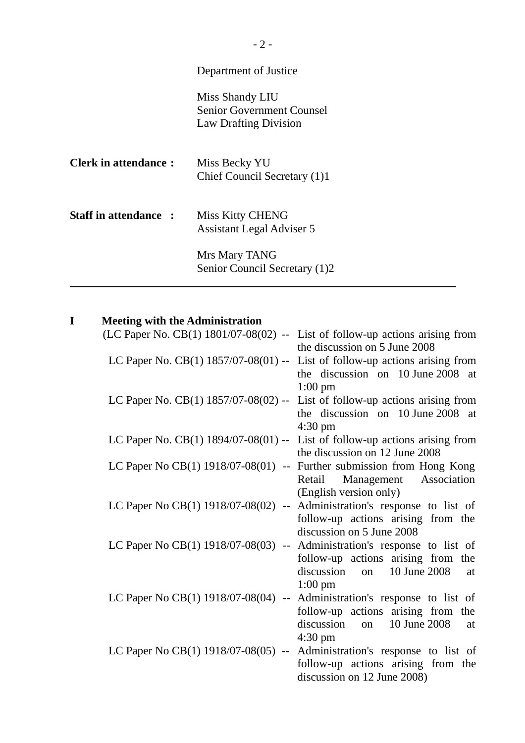Department of Justice

Miss Shandy LIU
Senior Government Counsel
Law Drafting Division

**Clerk in attendance :** Miss Becky YU
Chief Council Secretary (1)1

**Staff in attendance :** Miss Kitty CHENG
Assistant Legal Adviser 5

Mrs Mary TANG
Senior Council Secretary (1)2

---

## I Meeting with the Administration

(LC Paper No. CB(1) 1801/07-08(02) -- List of follow-up actions arising from the discussion on 5 June 2008

LC Paper No. CB(1) 1857/07-08(01) -- List of follow-up actions arising from the discussion on 10 June 2008 at 1:00 pm

LC Paper No. CB(1) 1857/07-08(02) -- List of follow-up actions arising from the discussion on 10 June 2008 at 4:30 pm

LC Paper No. CB(1) 1894/07-08(01) -- List of follow-up actions arising from the discussion on 12 June 2008

LC Paper No CB(1) 1918/07-08(01) -- Further submission from Hong Kong Retail Management Association (English version only)

LC Paper No CB(1) 1918/07-08(02) -- Administration's response to list of follow-up actions arising from the discussion on 5 June 2008

LC Paper No CB(1) 1918/07-08(03) -- Administration's response to list of follow-up actions arising from the discussion on 10 June 2008 at 1:00 pm

LC Paper No CB(1) 1918/07-08(04) -- Administration's response to list of follow-up actions arising from the discussion on 10 June 2008 at 4:30 pm

LC Paper No CB(1) 1918/07-08(05) -- Administration's response to list of follow-up actions arising from the discussion on 12 June 2008)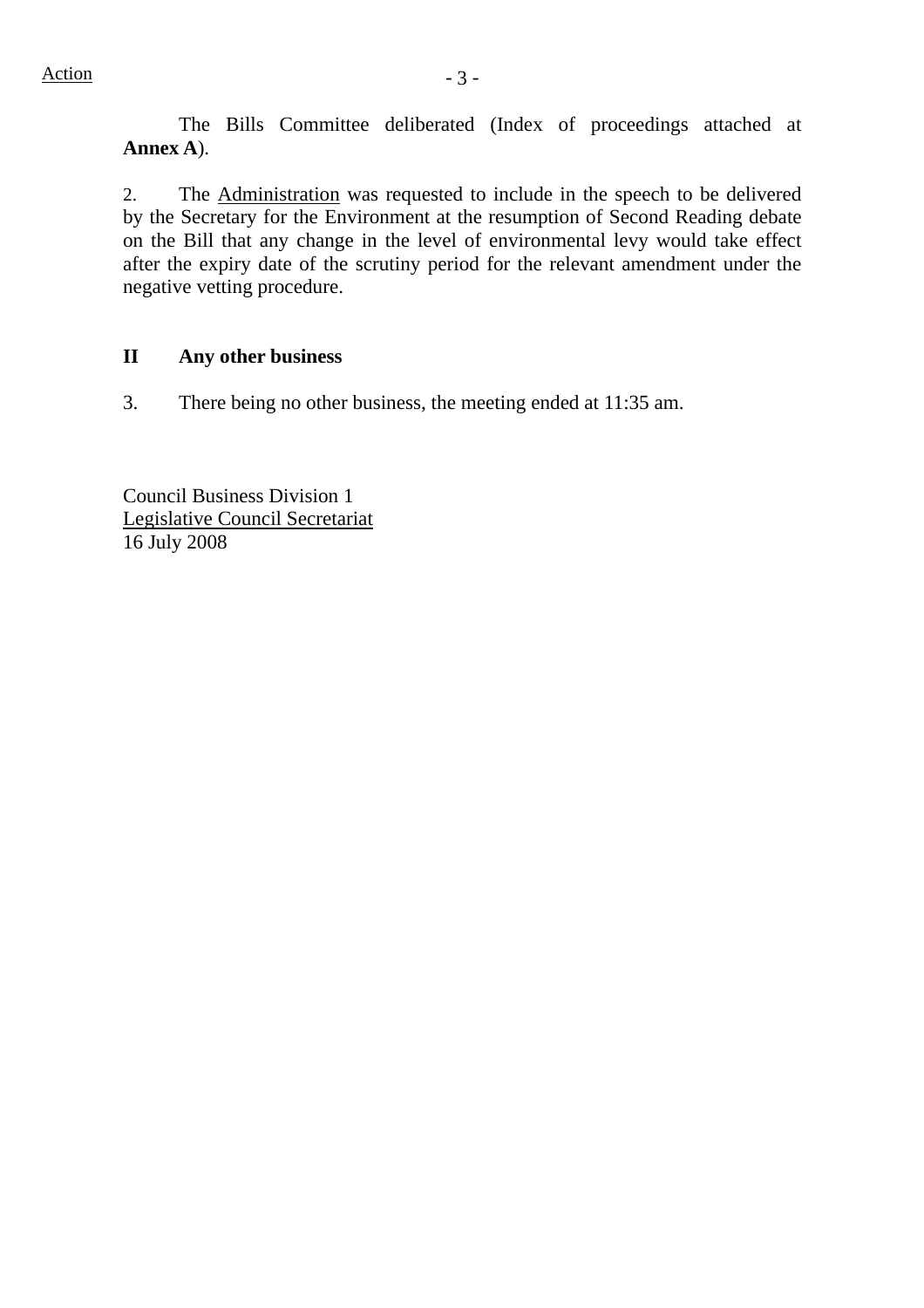Action

The Bills Committee deliberated (Index of proceedings attached at **Annex A**).

2. The Administration was requested to include in the speech to be delivered by the Secretary for the Environment at the resumption of Second Reading debate on the Bill that any change in the level of environmental levy would take effect after the expiry date of the scrutiny period for the relevant amendment under the negative vetting procedure.

## II Any other business

3. There being no other business, the meeting ended at 11:35 am.

Council Business Division 1
Legislative Council Secretariat
16 July 2008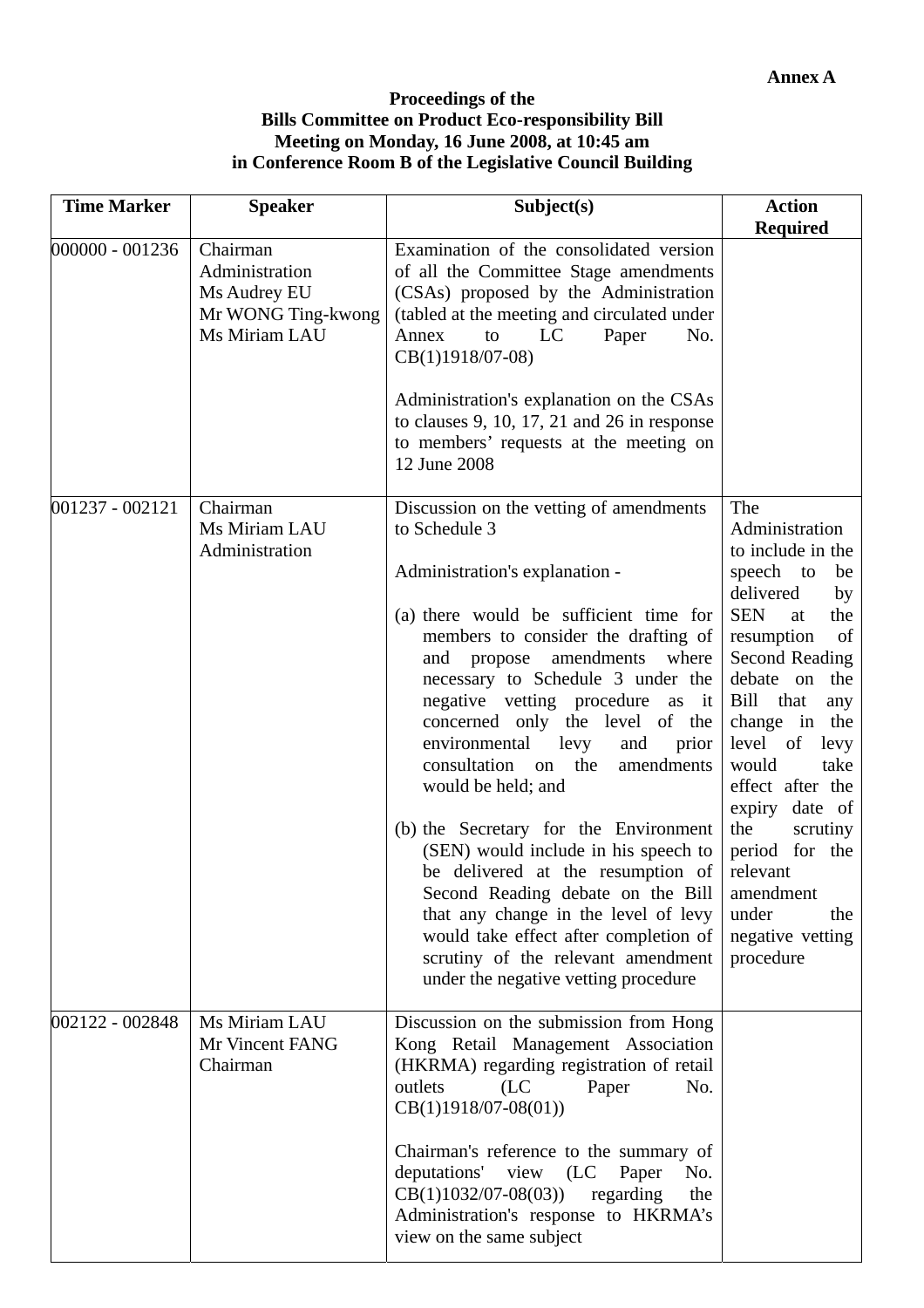**Annex A**

**Proceedings of the**
**Bills Committee on Product Eco-responsibility Bill**
**Meeting on Monday, 16 June 2008, at 10:45 am**
**in Conference Room B of the Legislative Council Building**

| Time Marker | Speaker | Subject(s) | Action Required |
|---|---|---|---|
| 000000 - 001236 | Chairman<br>Administration<br>Ms Audrey EU<br>Mr WONG Ting-kwong<br>Ms Miriam LAU | Examination of the consolidated version of all the Committee Stage amendments (CSAs) proposed by the Administration (tabled at the meeting and circulated under Annex to LC Paper No. CB(1)1918/07-08)<br><br>Administration's explanation on the CSAs to clauses 9, 10, 17, 21 and 26 in response to members' requests at the meeting on 12 June 2008 | |
| 001237 - 002121 | Chairman<br>Ms Miriam LAU<br>Administration | Discussion on the vetting of amendments to Schedule 3<br><br>Administration's explanation -<br><br>(a) there would be sufficient time for members to consider the drafting of and propose amendments where necessary to Schedule 3 under the negative vetting procedure as it concerned only the level of the environmental levy and prior consultation on the amendments would be held; and<br><br>(b) the Secretary for the Environment (SEN) would include in his speech to be delivered at the resumption of Second Reading debate on the Bill that any change in the level of levy would take effect after completion of scrutiny of the relevant amendment under the negative vetting procedure | The Administration to include in the speech to be delivered by SEN at the resumption of Second Reading debate on the Bill that any change in the level of levy would take effect after the expiry date of the scrutiny period for the relevant amendment under the negative vetting procedure |
| 002122 - 002848 | Ms Miriam LAU<br>Mr Vincent FANG<br>Chairman | Discussion on the submission from Hong Kong Retail Management Association (HKRMA) regarding registration of retail outlets (LC Paper No. CB(1)1918/07-08(01))<br><br>Chairman's reference to the summary of deputations' view (LC Paper No. CB(1)1032/07-08(03)) regarding the Administration's response to HKRMA's view on the same subject | |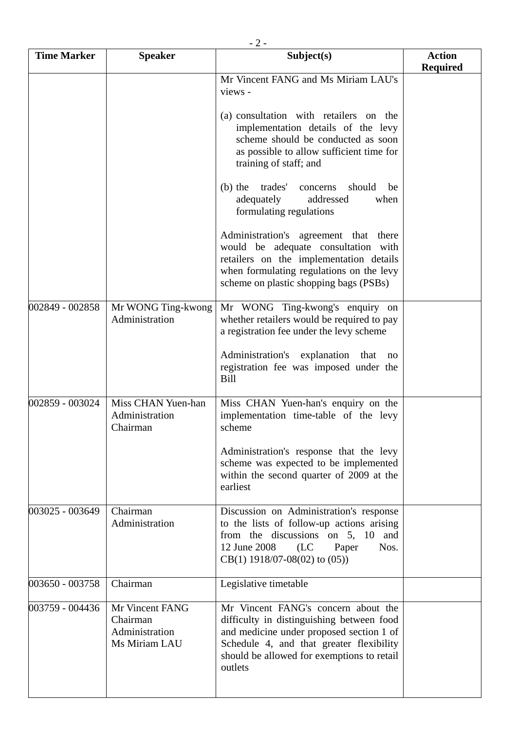| Time Marker | Speaker | Subject(s) | Action Required |
|---|---|---|---|
| | | Mr Vincent FANG and Ms Miriam LAU's views -<br><br>(a) consultation with retailers on the implementation details of the levy scheme should be conducted as soon as possible to allow sufficient time for training of staff; and<br><br>(b) the trades' concerns should be adequately addressed when formulating regulations<br><br>Administration's agreement that there would be adequate consultation with retailers on the implementation details when formulating regulations on the levy scheme on plastic shopping bags (PSBs) | |
| 002849 - 002858 | Mr WONG Ting-kwong<br>Administration | Mr WONG Ting-kwong's enquiry on whether retailers would be required to pay a registration fee under the levy scheme<br><br>Administration's explanation that no registration fee was imposed under the Bill | |
| 002859 - 003024 | Miss CHAN Yuen-han<br>Administration<br>Chairman | Miss CHAN Yuen-han's enquiry on the implementation time-table of the levy scheme<br><br>Administration's response that the levy scheme was expected to be implemented within the second quarter of 2009 at the earliest | |
| 003025 - 003649 | Chairman<br>Administration | Discussion on Administration's response to the lists of follow-up actions arising from the discussions on 5, 10 and 12 June 2008 (LC Paper Nos. CB(1) 1918/07-08(02) to (05)) | |
| 003650 - 003758 | Chairman | Legislative timetable | |
| 003759 - 004436 | Mr Vincent FANG<br>Chairman<br>Administration<br>Ms Miriam LAU | Mr Vincent FANG's concern about the difficulty in distinguishing between food and medicine under proposed section 1 of Schedule 4, and that greater flexibility should be allowed for exemptions to retail outlets | |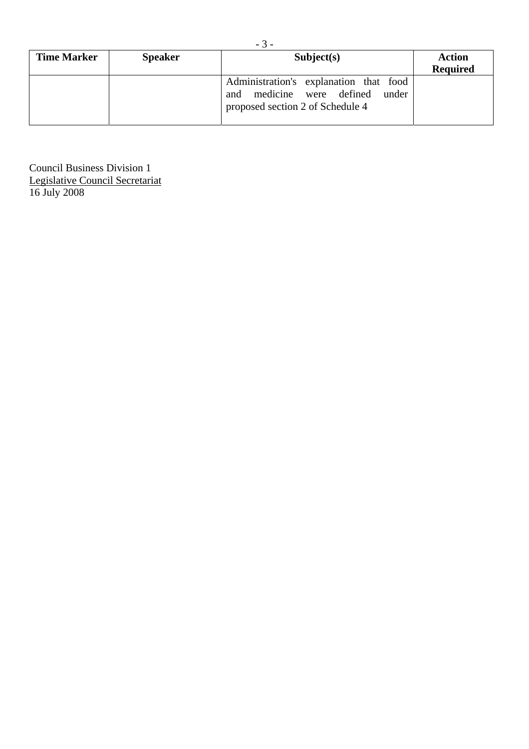| Time Marker | Speaker | Subject(s) | Action Required |
|---|---|---|---|
| | | Administration's explanation that food and medicine were defined under proposed section 2 of Schedule 4 | |

Council Business Division 1
Legislative Council Secretariat
16 July 2008